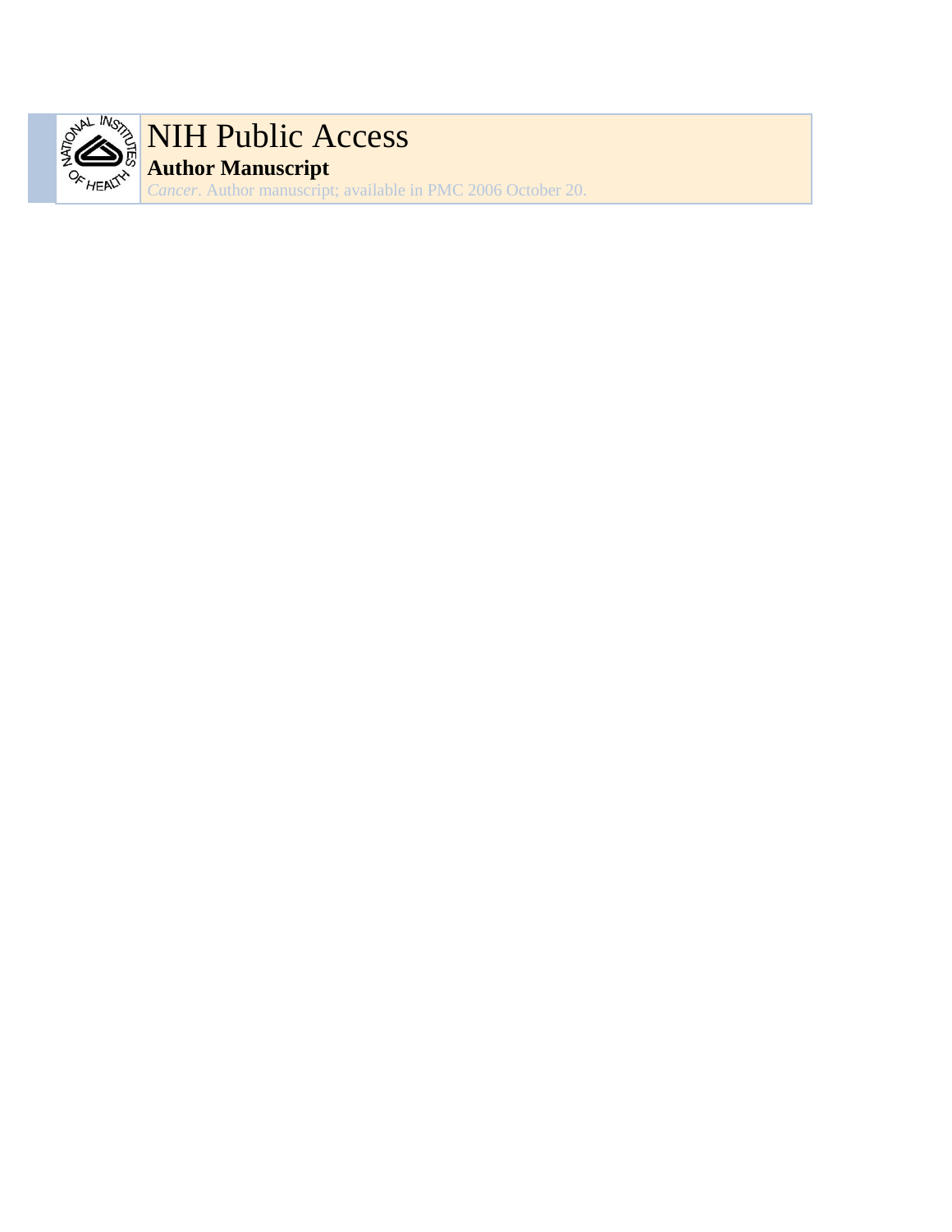# NIH Public Access

**Author Manuscript**

*Cancer*. Author manuscript; available in PMC 2006 October 20.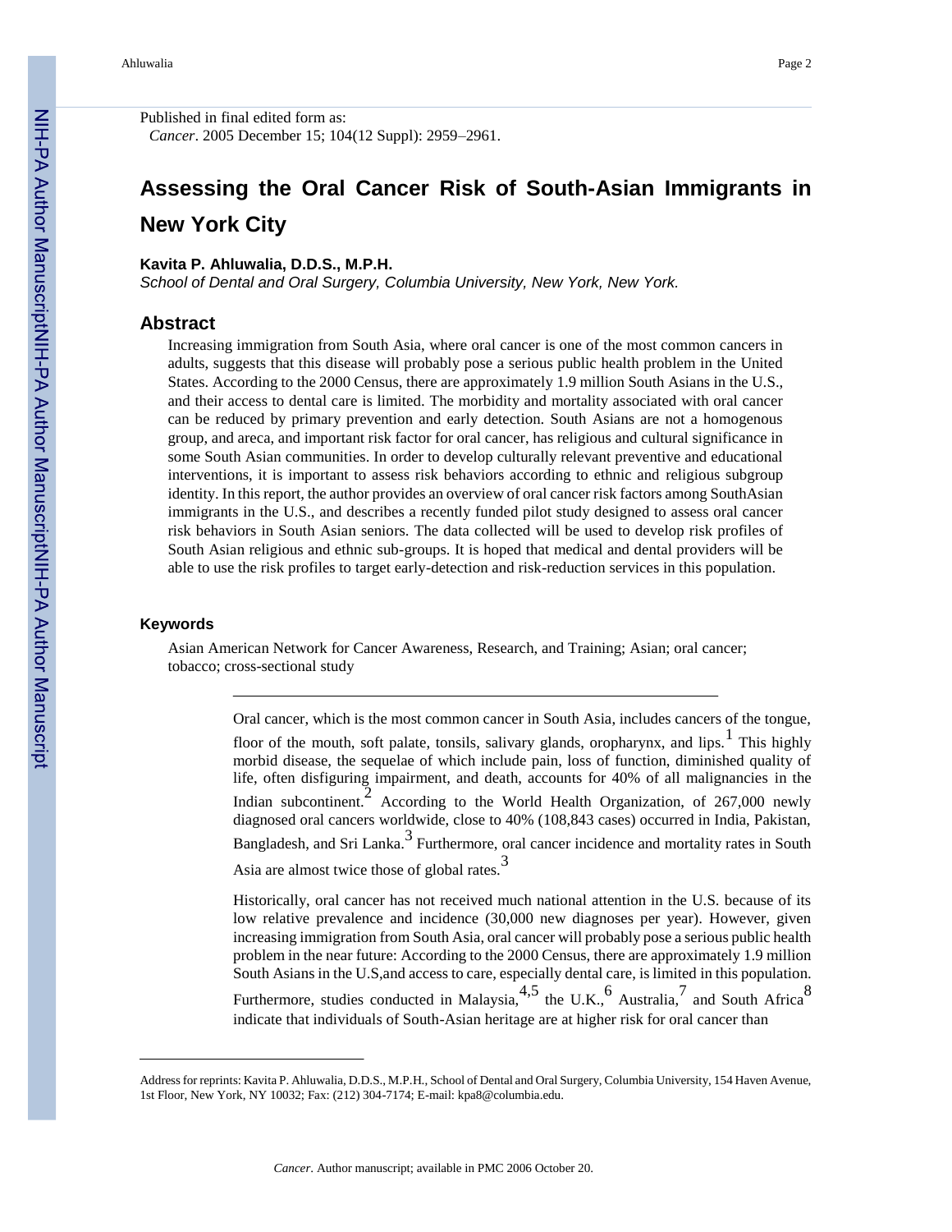Published in final edited form as:

*Cancer*. 2005 December 15; 104(12 Suppl): 2959–2961.

# Assessing the Oral Cancer Risk of South-Asian Immigrants in New York City

**Kavita P. Ahluwalia, D.D.S., M.P.H.**

*School of Dental and Oral Surgery, Columbia University, New York, New York.*

## Abstract

Increasing immigration from South Asia, where oral cancer is one of the most common cancers in adults, suggests that this disease will probably pose a serious public health problem in the United States. According to the 2000 Census, there are approximately 1.9 million South Asians in the U.S., and their access to dental care is limited. The morbidity and mortality associated with oral cancer can be reduced by primary prevention and early detection. South Asians are not a homogenous group, and areca, and important risk factor for oral cancer, has religious and cultural significance in some South Asian communities. In order to develop culturally relevant preventive and educational interventions, it is important to assess risk behaviors according to ethnic and religious subgroup identity. In this report, the author provides an overview of oral cancer risk factors among SouthAsian immigrants in the U.S., and describes a recently funded pilot study designed to assess oral cancer risk behaviors in South Asian seniors. The data collected will be used to develop risk profiles of South Asian religious and ethnic sub-groups. It is hoped that medical and dental providers will be able to use the risk profiles to target early-detection and risk-reduction services in this population.

### Keywords

Asian American Network for Cancer Awareness, Research, and Training; Asian; oral cancer; tobacco; cross-sectional study

Oral cancer, which is the most common cancer in South Asia, includes cancers of the tongue, floor of the mouth, soft palate, tonsils, salivary glands, oropharynx, and lips.[1] This highly morbid disease, the sequelae of which include pain, loss of function, diminished quality of life, often disfiguring impairment, and death, accounts for 40% of all malignancies in the Indian subcontinent.[2] According to the World Health Organization, of 267,000 newly diagnosed oral cancers worldwide, close to 40% (108,843 cases) occurred in India, Pakistan, Bangladesh, and Sri Lanka.[3] Furthermore, oral cancer incidence and mortality rates in South Asia are almost twice those of global rates.[3]

Historically, oral cancer has not received much national attention in the U.S. because of its low relative prevalence and incidence (30,000 new diagnoses per year). However, given increasing immigration from South Asia, oral cancer will probably pose a serious public health problem in the near future: According to the 2000 Census, there are approximately 1.9 million South Asians in the U.S,and access to care, especially dental care, is limited in this population. Furthermore, studies conducted in Malaysia,[4,5] the U.K.,[6] Australia,[7] and South Africa[8] indicate that individuals of South-Asian heritage are at higher risk for oral cancer than

Address for reprints: Kavita P. Ahluwalia, D.D.S., M.P.H., School of Dental and Oral Surgery, Columbia University, 154 Haven Avenue, 1st Floor, New York, NY 10032; Fax: (212) 304-7174; E-mail: kpa8@columbia.edu.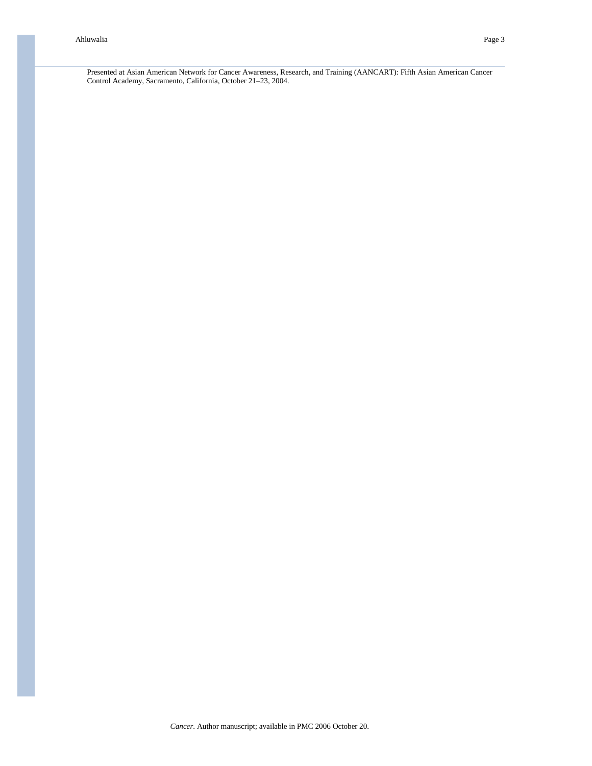Presented at Asian American Network for Cancer Awareness, Research, and Training (AANCART): Fifth Asian American Cancer Control Academy, Sacramento, California, October 21–23, 2004.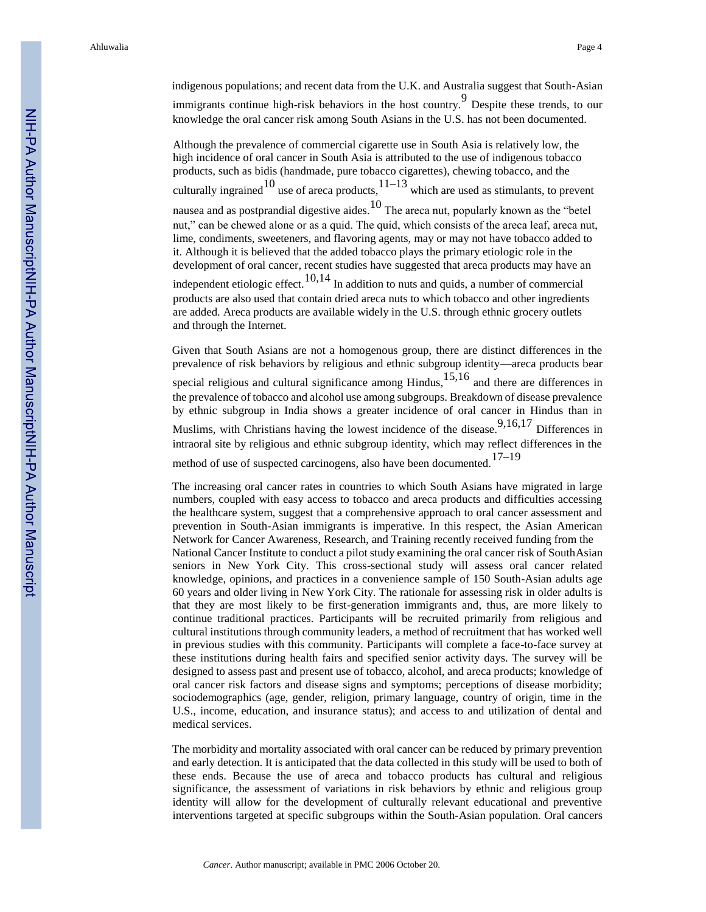indigenous populations; and recent data from the U.K. and Australia suggest that South-Asian immigrants continue high-risk behaviors in the host country.[9] Despite these trends, to our knowledge the oral cancer risk among South Asians in the U.S. has not been documented.

Although the prevalence of commercial cigarette use in South Asia is relatively low, the high incidence of oral cancer in South Asia is attributed to the use of indigenous tobacco products, such as bidis (handmade, pure tobacco cigarettes), chewing tobacco, and the culturally ingrained[10] use of areca products,[11–13] which are used as stimulants, to prevent nausea and as postprandial digestive aides.[10] The areca nut, popularly known as the "betel nut," can be chewed alone or as a quid. The quid, which consists of the areca leaf, areca nut, lime, condiments, sweeteners, and flavoring agents, may or may not have tobacco added to it. Although it is believed that the added tobacco plays the primary etiologic role in the development of oral cancer, recent studies have suggested that areca products may have an independent etiologic effect.[10,14] In addition to nuts and quids, a number of commercial products are also used that contain dried areca nuts to which tobacco and other ingredients are added. Areca products are available widely in the U.S. through ethnic grocery outlets and through the Internet.

Given that South Asians are not a homogenous group, there are distinct differences in the prevalence of risk behaviors by religious and ethnic subgroup identity—areca products bear special religious and cultural significance among Hindus,[15,16] and there are differences in the prevalence of tobacco and alcohol use among subgroups. Breakdown of disease prevalence by ethnic subgroup in India shows a greater incidence of oral cancer in Hindus than in Muslims, with Christians having the lowest incidence of the disease.[9,16,17] Differences in intraoral site by religious and ethnic subgroup identity, which may reflect differences in the method of use of suspected carcinogens, also have been documented.[17–19]

The increasing oral cancer rates in countries to which South Asians have migrated in large numbers, coupled with easy access to tobacco and areca products and difficulties accessing the healthcare system, suggest that a comprehensive approach to oral cancer assessment and prevention in South-Asian immigrants is imperative. In this respect, the Asian American Network for Cancer Awareness, Research, and Training recently received funding from the National Cancer Institute to conduct a pilot study examining the oral cancer risk of SouthAsian seniors in New York City. This cross-sectional study will assess oral cancer related knowledge, opinions, and practices in a convenience sample of 150 South-Asian adults age 60 years and older living in New York City. The rationale for assessing risk in older adults is that they are most likely to be first-generation immigrants and, thus, are more likely to continue traditional practices. Participants will be recruited primarily from religious and cultural institutions through community leaders, a method of recruitment that has worked well in previous studies with this community. Participants will complete a face-to-face survey at these institutions during health fairs and specified senior activity days. The survey will be designed to assess past and present use of tobacco, alcohol, and areca products; knowledge of oral cancer risk factors and disease signs and symptoms; perceptions of disease morbidity; sociodemographics (age, gender, religion, primary language, country of origin, time in the U.S., income, education, and insurance status); and access to and utilization of dental and medical services.

The morbidity and mortality associated with oral cancer can be reduced by primary prevention and early detection. It is anticipated that the data collected in this study will be used to both of these ends. Because the use of areca and tobacco products has cultural and religious significance, the assessment of variations in risk behaviors by ethnic and religious group identity will allow for the development of culturally relevant educational and preventive interventions targeted at specific subgroups within the South-Asian population. Oral cancers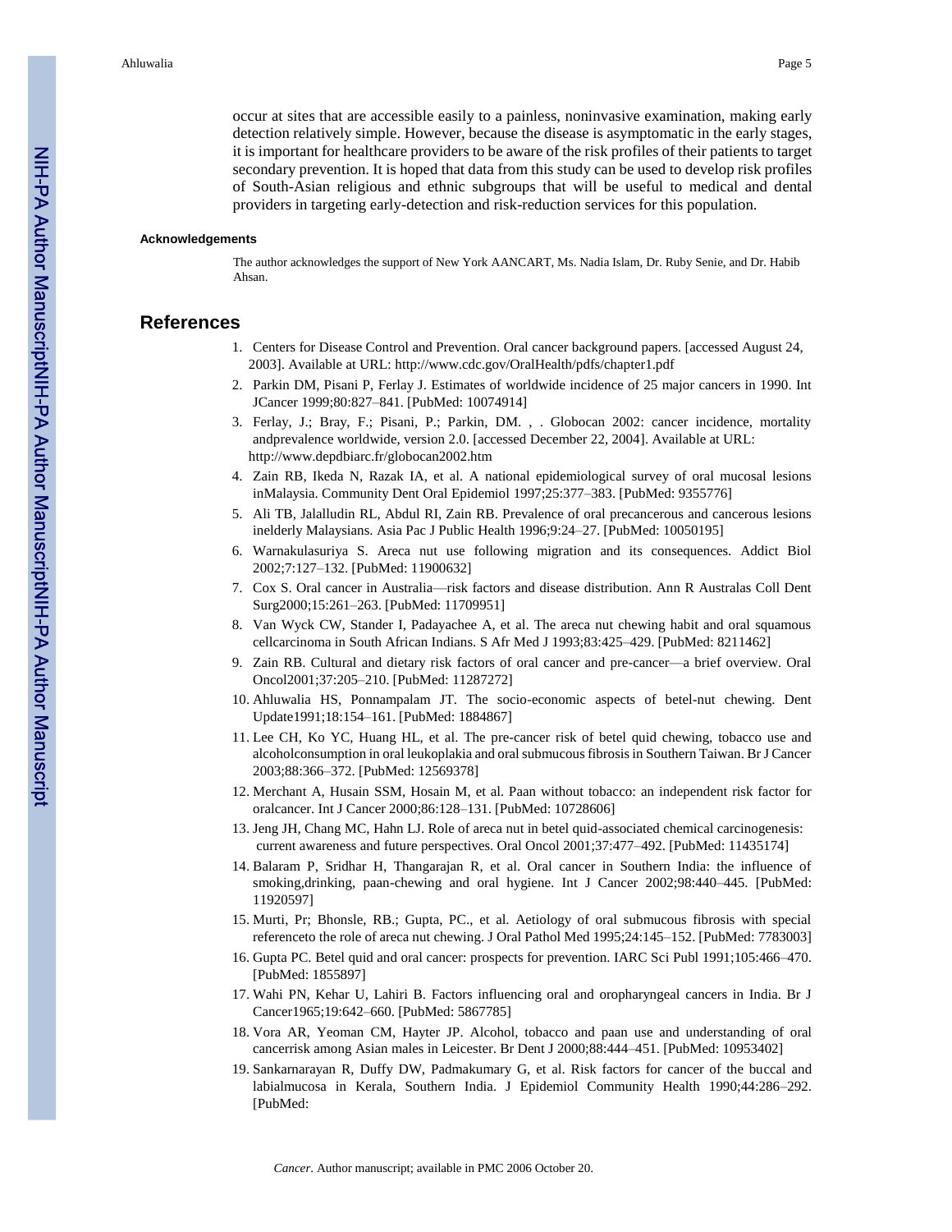occur at sites that are accessible easily to a painless, noninvasive examination, making early detection relatively simple. However, because the disease is asymptomatic in the early stages, it is important for healthcare providers to be aware of the risk profiles of their patients to target secondary prevention. It is hoped that data from this study can be used to develop risk profiles of South-Asian religious and ethnic subgroups that will be useful to medical and dental providers in targeting early-detection and risk-reduction services for this population.

#### Acknowledgements

The author acknowledges the support of New York AANCART, Ms. Nadia Islam, Dr. Ruby Senie, and Dr. Habib Ahsan.

## References

1. Centers for Disease Control and Prevention. Oral cancer background papers. [accessed August 24, 2003]. Available at URL: http://www.cdc.gov/OralHealth/pdfs/chapter1.pdf
2. Parkin DM, Pisani P, Ferlay J. Estimates of worldwide incidence of 25 major cancers in 1990. Int JCancer 1999;80:827–841. [PubMed: 10074914]
3. Ferlay, J.; Bray, F.; Pisani, P.; Parkin, DM. , . Globocan 2002: cancer incidence, mortality andprevalence worldwide, version 2.0. [accessed December 22, 2004]. Available at URL: http://www.depdbiarc.fr/globocan2002.htm
4. Zain RB, Ikeda N, Razak IA, et al. A national epidemiological survey of oral mucosal lesions inMalaysia. Community Dent Oral Epidemiol 1997;25:377–383. [PubMed: 9355776]
5. Ali TB, Jalalludin RL, Abdul RI, Zain RB. Prevalence of oral precancerous and cancerous lesions inelderly Malaysians. Asia Pac J Public Health 1996;9:24–27. [PubMed: 10050195]
6. Warnakulasuriya S. Areca nut use following migration and its consequences. Addict Biol 2002;7:127–132. [PubMed: 11900632]
7. Cox S. Oral cancer in Australia—risk factors and disease distribution. Ann R Australas Coll Dent Surg2000;15:261–263. [PubMed: 11709951]
8. Van Wyck CW, Stander I, Padayachee A, et al. The areca nut chewing habit and oral squamous cellcarcinoma in South African Indians. S Afr Med J 1993;83:425–429. [PubMed: 8211462]
9. Zain RB. Cultural and dietary risk factors of oral cancer and pre-cancer—a brief overview. Oral Oncol2001;37:205–210. [PubMed: 11287272]
10. Ahluwalia HS, Ponnampalam JT. The socio-economic aspects of betel-nut chewing. Dent Update1991;18:154–161. [PubMed: 1884867]
11. Lee CH, Ko YC, Huang HL, et al. The pre-cancer risk of betel quid chewing, tobacco use and alcoholconsumption in oral leukoplakia and oral submucous fibrosis in Southern Taiwan. Br J Cancer 2003;88:366–372. [PubMed: 12569378]
12. Merchant A, Husain SSM, Hosain M, et al. Paan without tobacco: an independent risk factor for oralcancer. Int J Cancer 2000;86:128–131. [PubMed: 10728606]
13. Jeng JH, Chang MC, Hahn LJ. Role of areca nut in betel quid-associated chemical carcinogenesis: current awareness and future perspectives. Oral Oncol 2001;37:477–492. [PubMed: 11435174]
14. Balaram P, Sridhar H, Thangarajan R, et al. Oral cancer in Southern India: the influence of smoking,drinking, paan-chewing and oral hygiene. Int J Cancer 2002;98:440–445. [PubMed: 11920597]
15. Murti, Pr; Bhonsle, RB.; Gupta, PC., et al. Aetiology of oral submucous fibrosis with special referenceto the role of areca nut chewing. J Oral Pathol Med 1995;24:145–152. [PubMed: 7783003]
16. Gupta PC. Betel quid and oral cancer: prospects for prevention. IARC Sci Publ 1991;105:466–470. [PubMed: 1855897]
17. Wahi PN, Kehar U, Lahiri B. Factors influencing oral and oropharyngeal cancers in India. Br J Cancer1965;19:642–660. [PubMed: 5867785]
18. Vora AR, Yeoman CM, Hayter JP. Alcohol, tobacco and paan use and understanding of oral cancerrisk among Asian males in Leicester. Br Dent J 2000;88:444–451. [PubMed: 10953402]
19. Sankarnarayan R, Duffy DW, Padmakumary G, et al. Risk factors for cancer of the buccal and labialmucosa in Kerala, Southern India. J Epidemiol Community Health 1990;44:286–292. [PubMed: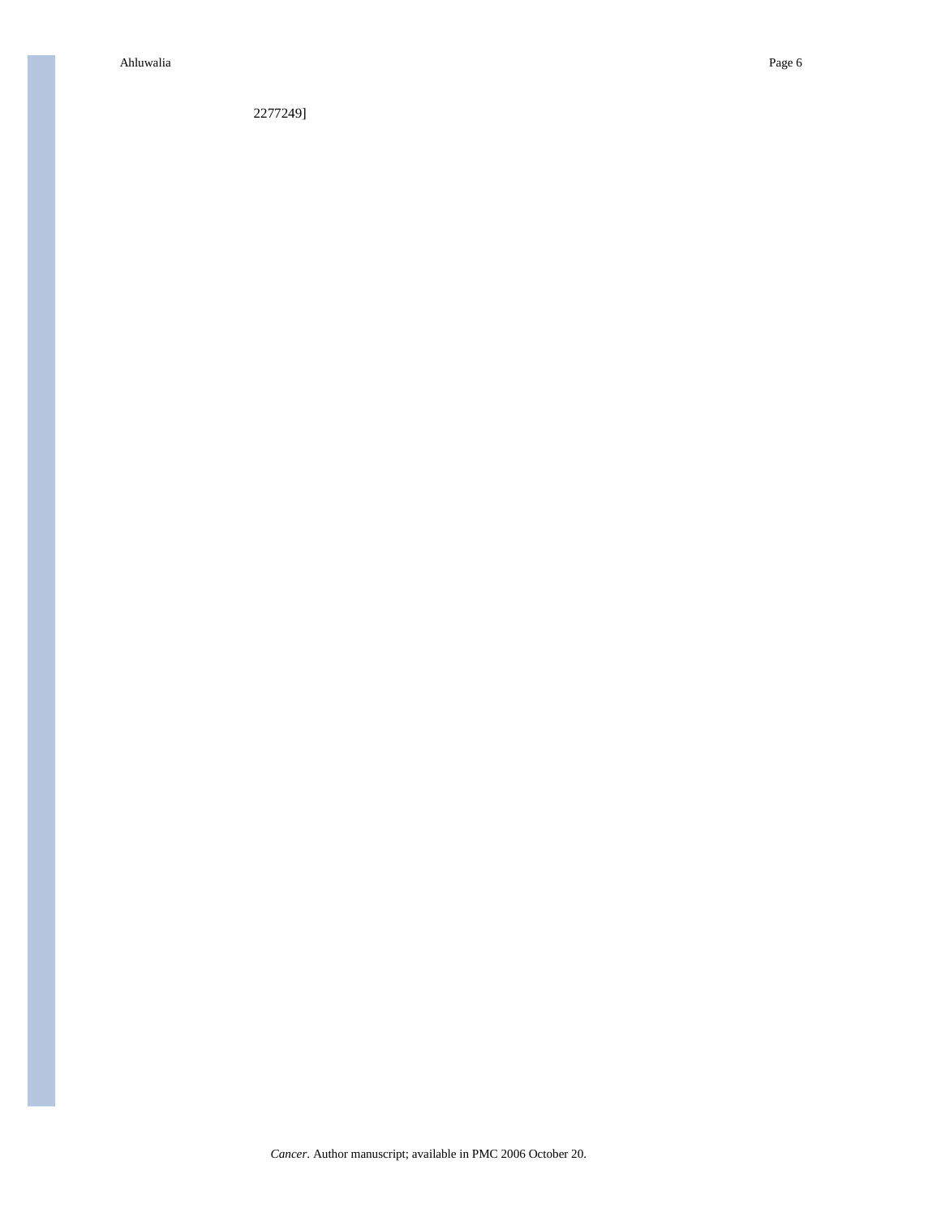2277249]